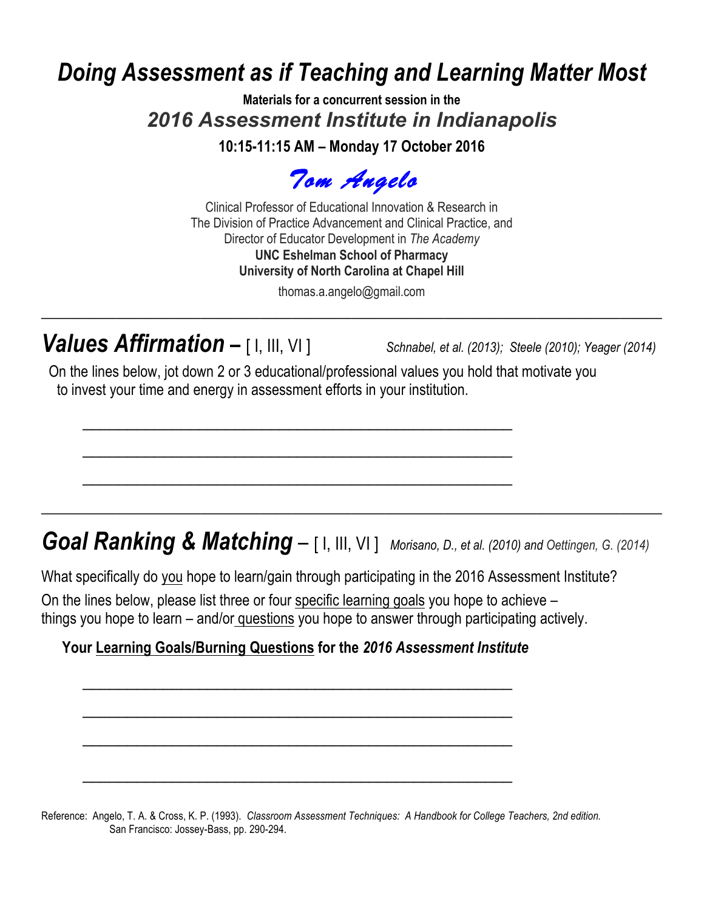# *Doing Assessment as if Teaching and Learning Matter Most*

**Materials for a concurrent session in the**

***2016 Assessment Institute in Indianapolis***

**10:15-11:15 AM – Monday 17 October 2016**

*Tom Angelo*

Clinical Professor of Educational Innovation & Research in
The Division of Practice Advancement and Clinical Practice, and
Director of Educator Development in *The Academy*
**UNC Eshelman School of Pharmacy**
**University of North Carolina at Chapel Hill**

thomas.a.angelo@gmail.com

---

## *Values Affirmation* – [ I, III, VI ]

*Schnabel, et al. (2013); Steele (2010); Yeager (2014)*

On the lines below, jot down 2 or 3 educational/professional values you hold that motivate you to invest your time and energy in assessment efforts in your institution.

______________________________________________

______________________________________________

______________________________________________

---

## *Goal Ranking & Matching* – [ I, III, VI ]

*Morisano, D., et al. (2010) and Oettingen, G. (2014)*

What specifically do <u>you</u> hope to learn/gain through participating in the 2016 Assessment Institute?

On the lines below, please list three or four <u>specific learning goals</u> you hope to achieve – things you hope to learn – and/or <u>questions</u> you hope to answer through participating actively.

**Your <u>Learning Goals/Burning Questions</u> for the *2016 Assessment Institute***

______________________________________________

______________________________________________

______________________________________________

______________________________________________

Reference: Angelo, T. A. & Cross, K. P. (1993). *Classroom Assessment Techniques: A Handbook for College Teachers, 2nd edition.* San Francisco: Jossey-Bass, pp. 290-294.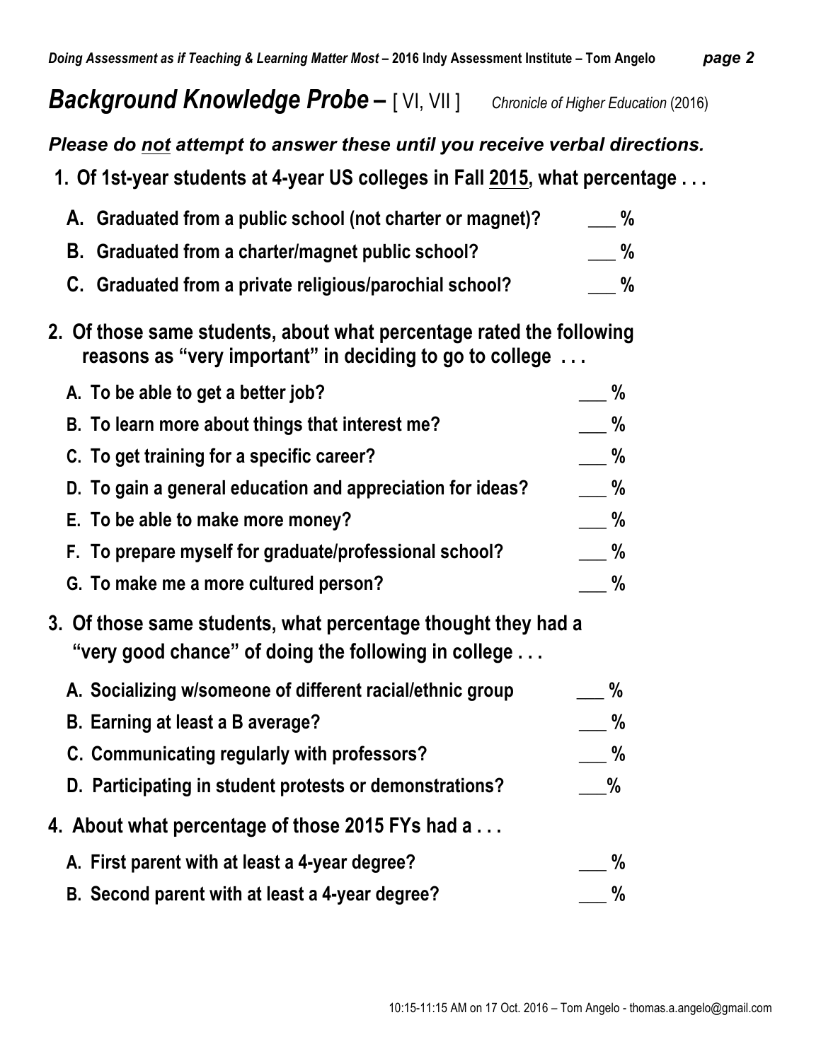## ***Background Knowledge Probe –*** [ VI, VII ] *Chronicle of Higher Education* (2016)

***Please do not attempt to answer these until you receive verbal directions.***

**1. Of 1st-year students at 4-year US colleges in Fall 2015, what percentage . . .**

- **A. Graduated from a public school (not charter or magnet)?** ___ %
- **B. Graduated from a charter/magnet public school?** ___ %
- **C. Graduated from a private religious/parochial school?** ___ %

**2. Of those same students, about what percentage rated the following reasons as "very important" in deciding to go to college . . .**

- **A. To be able to get a better job?** ___ %
- **B. To learn more about things that interest me?** ___ %
- **C. To get training for a specific career?** ___ %
- **D. To gain a general education and appreciation for ideas?** ___ %
- **E. To be able to make more money?** ___ %
- **F. To prepare myself for graduate/professional school?** ___ %
- **G. To make me a more cultured person?** ___ %

**3. Of those same students, what percentage thought they had a "very good chance" of doing the following in college . . .**

- **A. Socializing w/someone of different racial/ethnic group** ___ %
- **B. Earning at least a B average?** ___ %
- **C. Communicating regularly with professors?** ___ %
- **D. Participating in student protests or demonstrations?** ___%

**4. About what percentage of those 2015 FYs had a . . .**

- **A. First parent with at least a 4-year degree?** ___ %
- **B. Second parent with at least a 4-year degree?** ___ %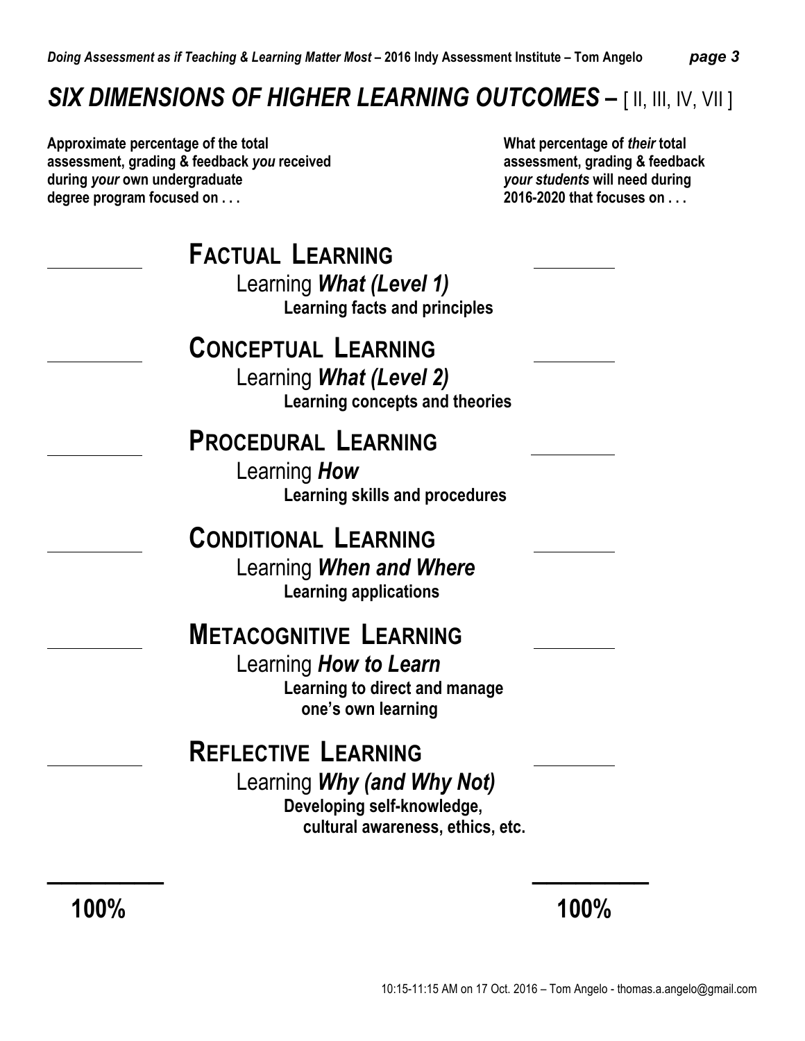# *SIX DIMENSIONS OF HIGHER LEARNING OUTCOMES* – [ II, III, IV, VII ]

| **Approximate percentage of the total assessment, grading & feedback *you* received during *your* own undergraduate degree program focused on . . .** | | **What percentage of *their* total assessment, grading & feedback *your students* will need during 2016-2020 that focuses on . . .** |
|---|---|---|
| ________ | **FACTUAL LEARNING**<br>Learning ***What (Level 1)***<br>**Learning facts and principles** | ________ |
| ________ | **CONCEPTUAL LEARNING**<br>Learning ***What (Level 2)***<br>**Learning concepts and theories** | ________ |
| ________ | **PROCEDURAL LEARNING**<br>Learning ***How***<br>**Learning skills and procedures** | ________ |
| ________ | **CONDITIONAL LEARNING**<br>Learning ***When and Where***<br>**Learning applications** | ________ |
| ________ | **METACOGNITIVE LEARNING**<br>Learning ***How to Learn***<br>**Learning to direct and manage one's own learning** | ________ |
| ________ | **REFLECTIVE LEARNING**<br>Learning ***Why (and Why Not)***<br>**Developing self-knowledge, cultural awareness, ethics, etc.** | ________ |
| **100%** | | **100%** |

10:15-11:15 AM on 17 Oct. 2016 – Tom Angelo - thomas.a.angelo@gmail.com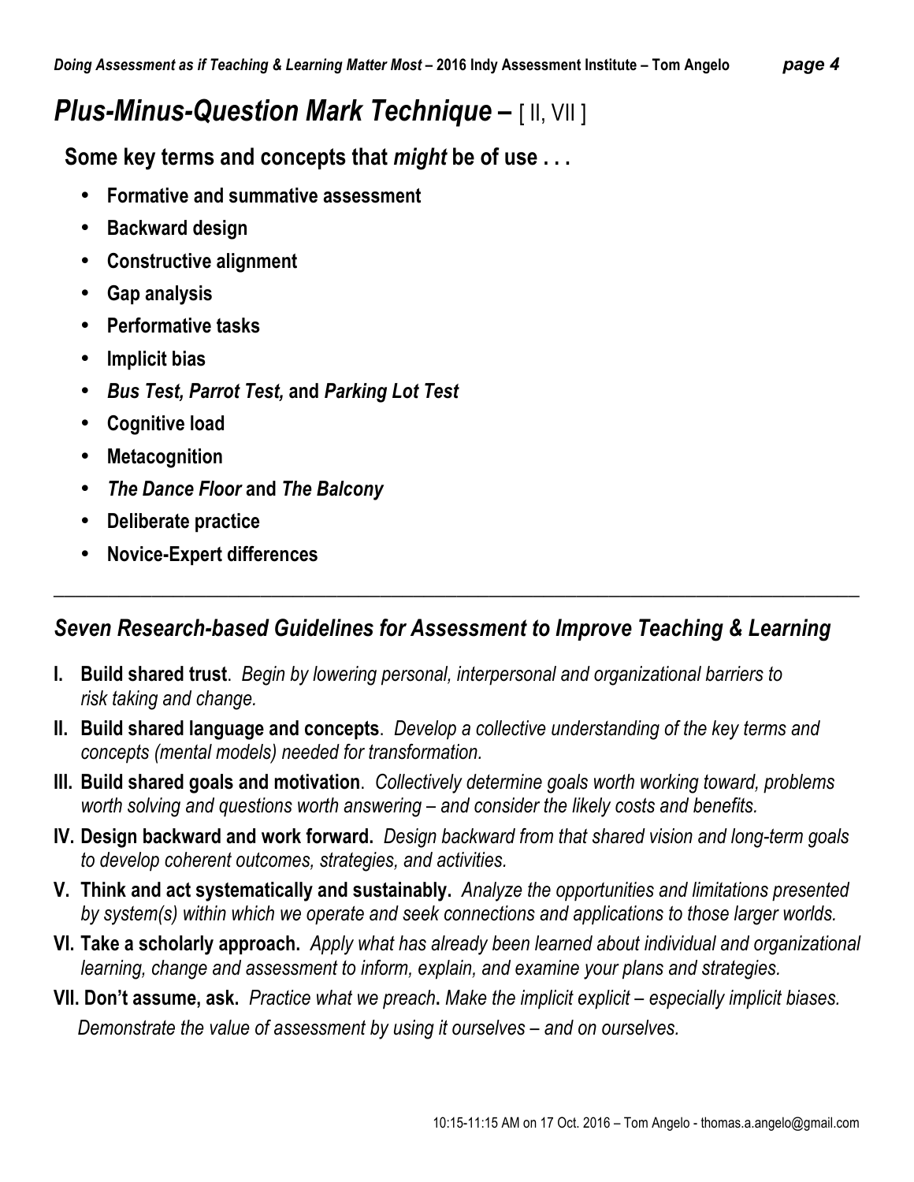# *Plus-Minus-Question Mark Technique* – [ II, VII ]

**Some key terms and concepts that *might* be of use . . .**

- **Formative and summative assessment**
- **Backward design**
- **Constructive alignment**
- **Gap analysis**
- **Performative tasks**
- **Implicit bias**
- ***Bus Test, Parrot Test,* and *Parking Lot Test***
- **Cognitive load**
- **Metacognition**
- ***The Dance Floor* and *The Balcony***
- **Deliberate practice**
- **Novice-Expert differences**

---

## *Seven Research-based Guidelines for Assessment to Improve Teaching & Learning*

**I. Build shared trust**. *Begin by lowering personal, interpersonal and organizational barriers to risk taking and change.*

**II. Build shared language and concepts**. *Develop a collective understanding of the key terms and concepts (mental models) needed for transformation.*

**III. Build shared goals and motivation**. *Collectively determine goals worth working toward, problems worth solving and questions worth answering – and consider the likely costs and benefits.*

**IV. Design backward and work forward.** *Design backward from that shared vision and long-term goals to develop coherent outcomes, strategies, and activities.*

**V. Think and act systematically and sustainably.** *Analyze the opportunities and limitations presented by system(s) within which we operate and seek connections and applications to those larger worlds.*

**VI. Take a scholarly approach.** *Apply what has already been learned about individual and organizational learning, change and assessment to inform, explain, and examine your plans and strategies.*

**VII. Don't assume, ask.** *Practice what we preach***.** *Make the implicit explicit – especially implicit biases. Demonstrate the value of assessment by using it ourselves – and on ourselves.*

10:15-11:15 AM on 17 Oct. 2016 – Tom Angelo - thomas.a.angelo@gmail.com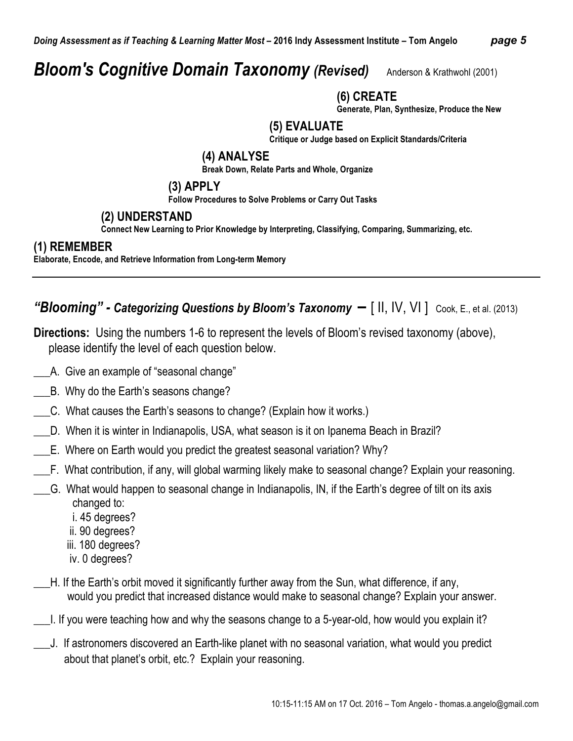# *Bloom's Cognitive Domain Taxonomy (Revised)* Anderson & Krathwohl (2001)

**(6) CREATE**
**Generate, Plan, Synthesize, Produce the New**

**(5) EVALUATE**
**Critique or Judge based on Explicit Standards/Criteria**

**(4) ANALYSE**
**Break Down, Relate Parts and Whole, Organize**

**(3) APPLY**
**Follow Procedures to Solve Problems or Carry Out Tasks**

**(2) UNDERSTAND**
**Connect New Learning to Prior Knowledge by Interpreting, Classifying, Comparing, Summarizing, etc.**

**(1) REMEMBER**
**Elaborate, Encode, and Retrieve Information from Long-term Memory**

---

## *"Blooming" - Categorizing Questions by Bloom's Taxonomy* – [ II, IV, VI ] Cook, E., et al. (2013)

**Directions:** Using the numbers 1-6 to represent the levels of Bloom's revised taxonomy (above), please identify the level of each question below.

___A. Give an example of "seasonal change"

___B. Why do the Earth's seasons change?

___C. What causes the Earth's seasons to change? (Explain how it works.)

___D. When it is winter in Indianapolis, USA, what season is it on Ipanema Beach in Brazil?

___E. Where on Earth would you predict the greatest seasonal variation? Why?

___F. What contribution, if any, will global warming likely make to seasonal change? Explain your reasoning.

___G. What would happen to seasonal change in Indianapolis, IN, if the Earth's degree of tilt on its axis changed to:
- i. 45 degrees?
- ii. 90 degrees?
- iii. 180 degrees?
- iv. 0 degrees?

___H. If the Earth's orbit moved it significantly further away from the Sun, what difference, if any, would you predict that increased distance would make to seasonal change? Explain your answer.

___I. If you were teaching how and why the seasons change to a 5-year-old, how would you explain it?

___J. If astronomers discovered an Earth-like planet with no seasonal variation, what would you predict about that planet's orbit, etc.? Explain your reasoning.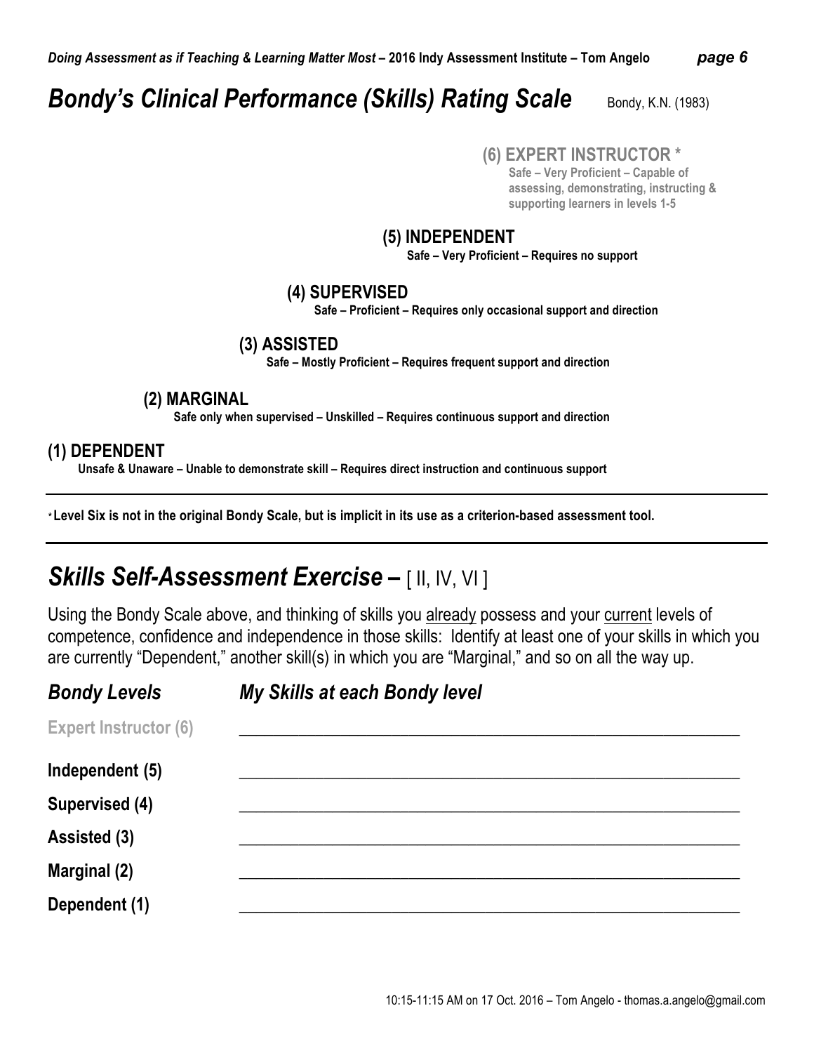# *Bondy's Clinical Performance (Skills) Rating Scale*

Bondy, K.N. (1983)

**(6) EXPERT INSTRUCTOR ***
**Safe – Very Proficient – Capable of assessing, demonstrating, instructing & supporting learners in levels 1-5**

**(5) INDEPENDENT**
**Safe – Very Proficient – Requires no support**

**(4) SUPERVISED**
**Safe – Proficient – Requires only occasional support and direction**

**(3) ASSISTED**
**Safe – Mostly Proficient – Requires frequent support and direction**

**(2) MARGINAL**
**Safe only when supervised – Unskilled – Requires continuous support and direction**

**(1) DEPENDENT**
**Unsafe & Unaware – Unable to demonstrate skill – Requires direct instruction and continuous support**

---

* **Level Six is not in the original Bondy Scale, but is implicit in its use as a criterion-based assessment tool.**

---

## *Skills Self-Assessment Exercise –* [ II, IV, VI ]

Using the Bondy Scale above, and thinking of skills you already possess and your current levels of competence, confidence and independence in those skills: Identify at least one of your skills in which you are currently "Dependent," another skill(s) in which you are "Marginal," and so on all the way up.

| *Bondy Levels* | *My Skills at each Bondy level* |
|---|---|
| Expert Instructor (6) | ________________________________ |
| **Independent (5)** | ________________________________ |
| **Supervised (4)** | ________________________________ |
| **Assisted (3)** | ________________________________ |
| **Marginal (2)** | ________________________________ |
| **Dependent (1)** | ________________________________ |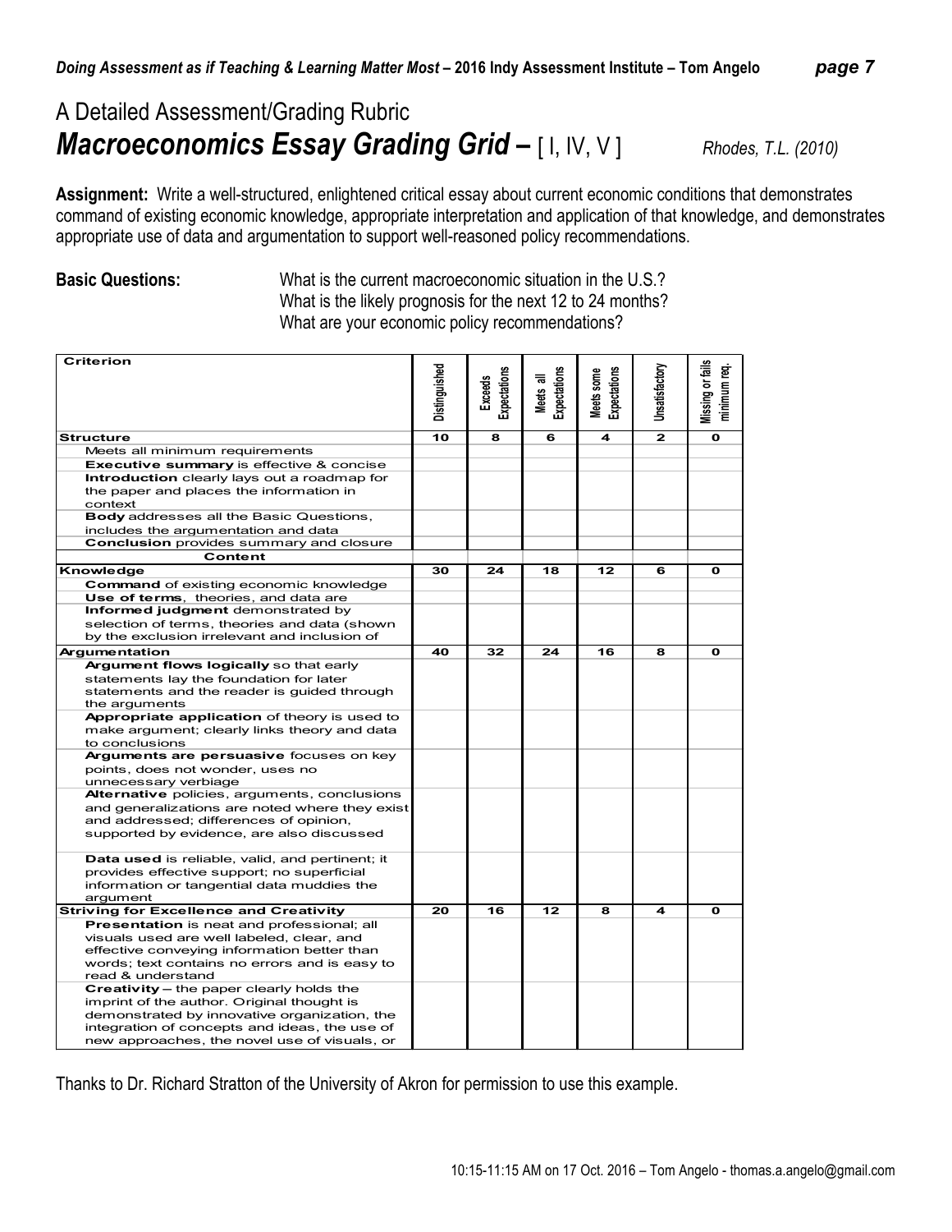# A Detailed Assessment/Grading Rubric

## ***Macroeconomics Essay Grading Grid –*** [ I, IV, V ]

*Rhodes, T.L. (2010)*

**Assignment:** Write a well-structured, enlightened critical essay about current economic conditions that demonstrates command of existing economic knowledge, appropriate interpretation and application of that knowledge, and demonstrates appropriate use of data and argumentation to support well-reasoned policy recommendations.

**Basic Questions:**

What is the current macroeconomic situation in the U.S.?
What is the likely prognosis for the next 12 to 24 months?
What are your economic policy recommendations?

| Criterion | Distinguished | Exceeds Expectations | Meets all Expectations | Meets some Expectations | Unsatisfactory | Missing or fails minimum req. |
|---|---|---|---|---|---|---|
| **Structure** | **10** | **8** | **6** | **4** | **2** | **0** |
| Meets all minimum requirements | | | | | | |
| **Executive summary** is effective & concise | | | | | | |
| **Introduction** clearly lays out a roadmap for the paper and places the information in context | | | | | | |
| **Body** addresses all the Basic Questions, includes the argumentation and data | | | | | | |
| **Conclusion** provides summary and closure | | | | | | |
| **Content** | | | | | | |
| **Knowledge** | **30** | **24** | **18** | **12** | **6** | **0** |
| **Command** of existing economic knowledge | | | | | | |
| **Use of terms**, theories, and data are | | | | | | |
| **Informed judgment** demonstrated by selection of terms, theories and data (shown by the exclusion irrelevant and inclusion of | | | | | | |
| **Argumentation** | **40** | **32** | **24** | **16** | **8** | **0** |
| **Argument flows logically** so that early statements lay the foundation for later statements and the reader is guided through the arguments | | | | | | |
| **Appropriate application** of theory is used to make argument; clearly links theory and data to conclusions | | | | | | |
| **Arguments are persuasive** focuses on key points, does not wonder, uses no unnecessary verbiage | | | | | | |
| **Alternative** policies, arguments, conclusions and generalizations are noted where they exist and addressed; differences of opinion, supported by evidence, are also discussed | | | | | | |
| **Data used** is reliable, valid, and pertinent; it provides effective support; no superficial information or tangential data muddies the argument | | | | | | |
| **Striving for Excellence and Creativity** | **20** | **16** | **12** | **8** | **4** | **0** |
| **Presentation** is neat and professional; all visuals used are well labeled, clear, and effective conveying information better than words; text contains no errors and is easy to read & understand | | | | | | |
| **Creativity** – the paper clearly holds the imprint of the author. Original thought is demonstrated by innovative organization, the integration of concepts and ideas, the use of new approaches, the novel use of visuals, or | | | | | | |

Thanks to Dr. Richard Stratton of the University of Akron for permission to use this example.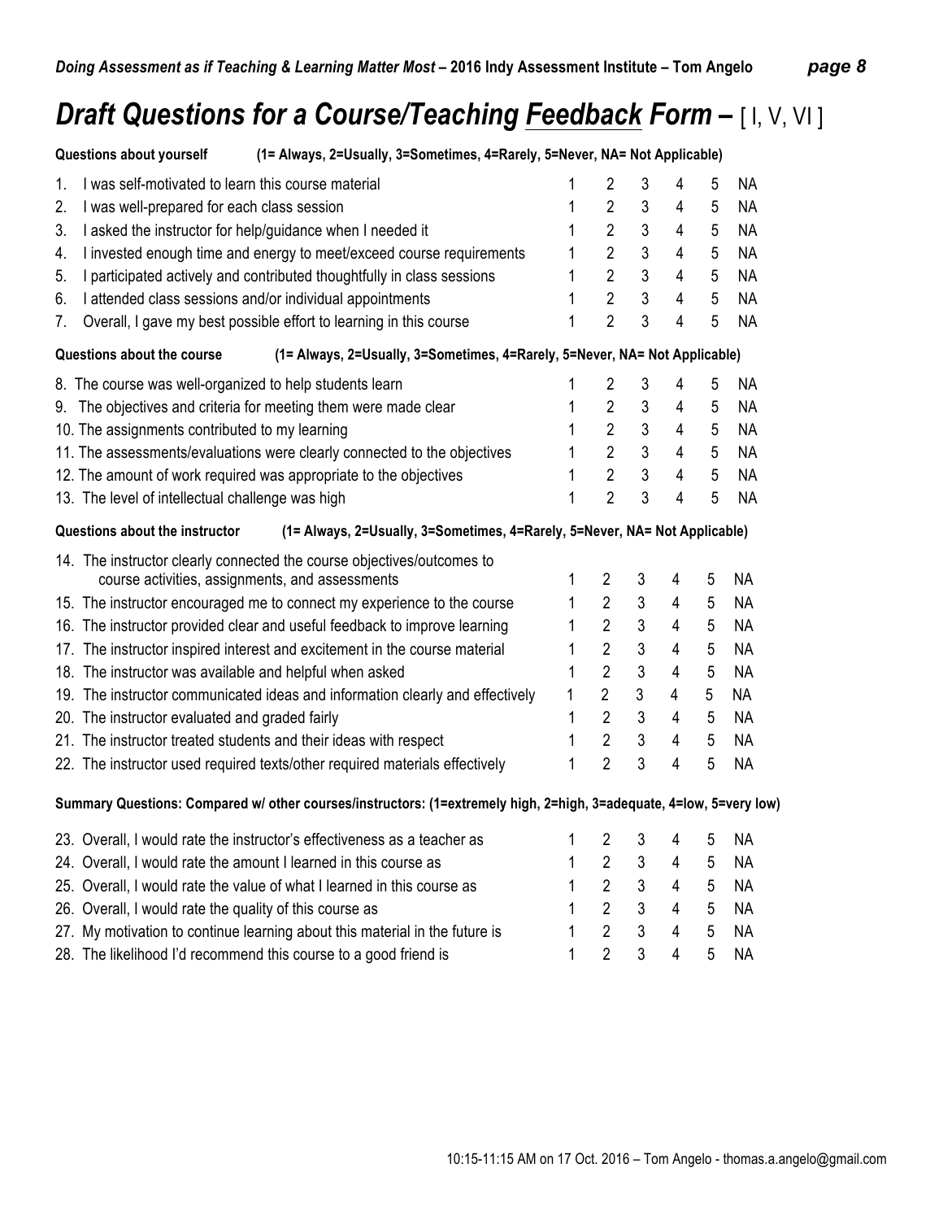# *Draft Questions for a Course/Teaching Feedback Form* – [ I, V, VI ]

| **Questions about yourself** (1= Always, 2=Usually, 3=Sometimes, 4=Rarely, 5=Never, NA= Not Applicable) | | | | | | |
|---|---|---|---|---|---|---|
| 1. I was self-motivated to learn this course material | 1 | 2 | 3 | 4 | 5 | NA |
| 2. I was well-prepared for each class session | 1 | 2 | 3 | 4 | 5 | NA |
| 3. I asked the instructor for help/guidance when I needed it | 1 | 2 | 3 | 4 | 5 | NA |
| 4. I invested enough time and energy to meet/exceed course requirements | 1 | 2 | 3 | 4 | 5 | NA |
| 5. I participated actively and contributed thoughtfully in class sessions | 1 | 2 | 3 | 4 | 5 | NA |
| 6. I attended class sessions and/or individual appointments | 1 | 2 | 3 | 4 | 5 | NA |
| 7. Overall, I gave my best possible effort to learning in this course | 1 | 2 | 3 | 4 | 5 | NA |

| **Questions about the course** (1= Always, 2=Usually, 3=Sometimes, 4=Rarely, 5=Never, NA= Not Applicable) | | | | | | |
|---|---|---|---|---|---|---|
| 8. The course was well-organized to help students learn | 1 | 2 | 3 | 4 | 5 | NA |
| 9. The objectives and criteria for meeting them were made clear | 1 | 2 | 3 | 4 | 5 | NA |
| 10. The assignments contributed to my learning | 1 | 2 | 3 | 4 | 5 | NA |
| 11. The assessments/evaluations were clearly connected to the objectives | 1 | 2 | 3 | 4 | 5 | NA |
| 12. The amount of work required was appropriate to the objectives | 1 | 2 | 3 | 4 | 5 | NA |
| 13. The level of intellectual challenge was high | 1 | 2 | 3 | 4 | 5 | NA |

| **Questions about the instructor** (1= Always, 2=Usually, 3=Sometimes, 4=Rarely, 5=Never, NA= Not Applicable) | | | | | | |
|---|---|---|---|---|---|---|
| 14. The instructor clearly connected the course objectives/outcomes to course activities, assignments, and assessments | 1 | 2 | 3 | 4 | 5 | NA |
| 15. The instructor encouraged me to connect my experience to the course | 1 | 2 | 3 | 4 | 5 | NA |
| 16. The instructor provided clear and useful feedback to improve learning | 1 | 2 | 3 | 4 | 5 | NA |
| 17. The instructor inspired interest and excitement in the course material | 1 | 2 | 3 | 4 | 5 | NA |
| 18. The instructor was available and helpful when asked | 1 | 2 | 3 | 4 | 5 | NA |
| 19. The instructor communicated ideas and information clearly and effectively | 1 | 2 | 3 | 4 | 5 | NA |
| 20. The instructor evaluated and graded fairly | 1 | 2 | 3 | 4 | 5 | NA |
| 21. The instructor treated students and their ideas with respect | 1 | 2 | 3 | 4 | 5 | NA |
| 22. The instructor used required texts/other required materials effectively | 1 | 2 | 3 | 4 | 5 | NA |

| **Summary Questions: Compared w/ other courses/instructors:** (1=extremely high, 2=high, 3=adequate, 4=low, 5=very low) | | | | | | |
|---|---|---|---|---|---|---|
| 23. Overall, I would rate the instructor's effectiveness as a teacher as | 1 | 2 | 3 | 4 | 5 | NA |
| 24. Overall, I would rate the amount I learned in this course as | 1 | 2 | 3 | 4 | 5 | NA |
| 25. Overall, I would rate the value of what I learned in this course as | 1 | 2 | 3 | 4 | 5 | NA |
| 26. Overall, I would rate the quality of this course as | 1 | 2 | 3 | 4 | 5 | NA |
| 27. My motivation to continue learning about this material in the future is | 1 | 2 | 3 | 4 | 5 | NA |
| 28. The likelihood I'd recommend this course to a good friend is | 1 | 2 | 3 | 4 | 5 | NA |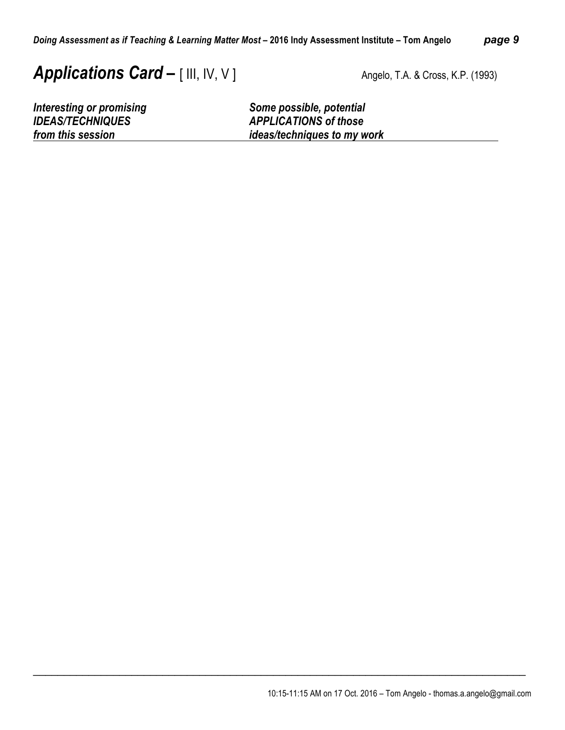# *Applications Card* – [ III, IV, V ]

Angelo, T.A. & Cross, K.P. (1993)

| *Interesting or promising IDEAS/TECHNIQUES from this session* | *Some possible, potential APPLICATIONS of those ideas/techniques to my work* |
|---|---|
| | |

10:15-11:15 AM on 17 Oct. 2016 – Tom Angelo - thomas.a.angelo@gmail.com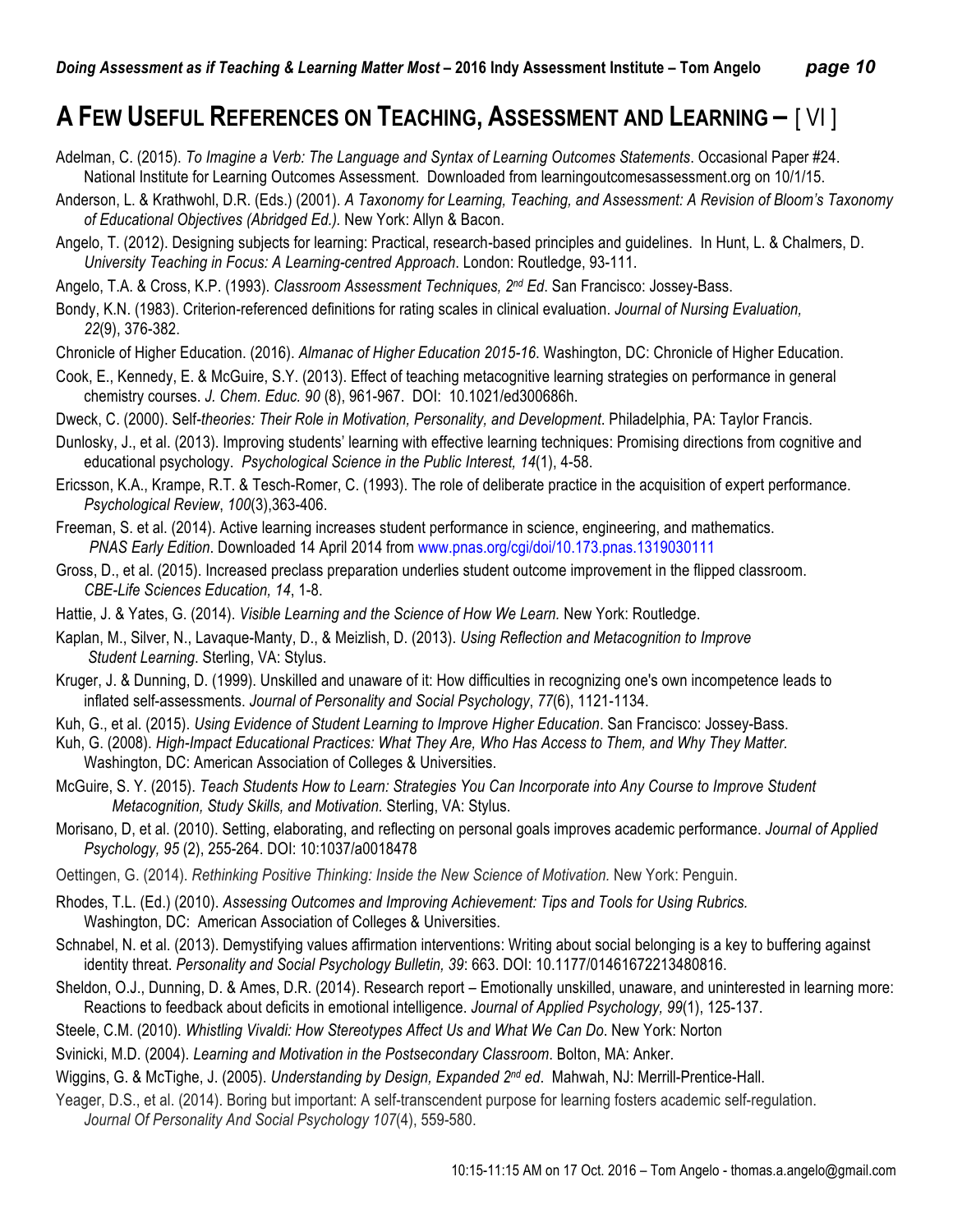## A FEW USEFUL REFERENCES ON TEACHING, ASSESSMENT AND LEARNING – [ VI ]

Adelman, C. (2015). *To Imagine a Verb: The Language and Syntax of Learning Outcomes Statements*. Occasional Paper #24. National Institute for Learning Outcomes Assessment. Downloaded from learningoutcomesassessment.org on 10/1/15.

Anderson, L. & Krathwohl, D.R. (Eds.) (2001). *A Taxonomy for Learning, Teaching, and Assessment: A Revision of Bloom's Taxonomy of Educational Objectives (Abridged Ed.).* New York: Allyn & Bacon.

Angelo, T. (2012). Designing subjects for learning: Practical, research-based principles and guidelines. In Hunt, L. & Chalmers, D. *University Teaching in Focus: A Learning-centred Approach*. London: Routledge, 93-111.

Angelo, T.A. & Cross, K.P. (1993). *Classroom Assessment Techniques, 2nd Ed*. San Francisco: Jossey-Bass.

Bondy, K.N. (1983). Criterion-referenced definitions for rating scales in clinical evaluation. *Journal of Nursing Evaluation, 22*(9), 376-382.

Chronicle of Higher Education. (2016). *Almanac of Higher Education 2015-16*. Washington, DC: Chronicle of Higher Education.

Cook, E., Kennedy, E. & McGuire, S.Y. (2013). Effect of teaching metacognitive learning strategies on performance in general chemistry courses. *J. Chem. Educ. 90* (8), 961-967. DOI: 10.1021/ed300686h.

Dweck, C. (2000). Self-*theories: Their Role in Motivation, Personality, and Development*. Philadelphia, PA: Taylor Francis.

Dunlosky, J., et al. (2013). Improving students' learning with effective learning techniques: Promising directions from cognitive and educational psychology. *Psychological Science in the Public Interest, 14*(1), 4-58.

Ericsson, K.A., Krampe, R.T. & Tesch-Romer, C. (1993). The role of deliberate practice in the acquisition of expert performance. *Psychological Review*, *100*(3),363-406.

Freeman, S. et al. (2014). Active learning increases student performance in science, engineering, and mathematics. *PNAS Early Edition*. Downloaded 14 April 2014 from www.pnas.org/cgi/doi/10.173.pnas.1319030111

Gross, D., et al. (2015). Increased preclass preparation underlies student outcome improvement in the flipped classroom. *CBE-Life Sciences Education, 14*, 1-8.

Hattie, J. & Yates, G. (2014). *Visible Learning and the Science of How We Learn.* New York: Routledge.

Kaplan, M., Silver, N., Lavaque-Manty, D., & Meizlish, D. (2013). *Using Reflection and Metacognition to Improve Student Learning*. Sterling, VA: Stylus.

Kruger, J. & Dunning, D. (1999). Unskilled and unaware of it: How difficulties in recognizing one's own incompetence leads to inflated self-assessments. *Journal of Personality and Social Psychology*, *77*(6), 1121-1134.

Kuh, G., et al. (2015). *Using Evidence of Student Learning to Improve Higher Education*. San Francisco: Jossey-Bass.

Kuh, G. (2008). *High-Impact Educational Practices: What They Are, Who Has Access to Them, and Why They Matter*. Washington, DC: American Association of Colleges & Universities.

McGuire, S. Y. (2015). *Teach Students How to Learn: Strategies You Can Incorporate into Any Course to Improve Student Metacognition, Study Skills, and Motivation.* Sterling, VA: Stylus.

Morisano, D, et al. (2010). Setting, elaborating, and reflecting on personal goals improves academic performance. *Journal of Applied Psychology, 95* (2), 255-264. DOI: 10:1037/a0018478

Oettingen, G. (2014). *Rethinking Positive Thinking: Inside the New Science of Motivation.* New York: Penguin.

Rhodes, T.L. (Ed.) (2010). *Assessing Outcomes and Improving Achievement: Tips and Tools for Using Rubrics.* Washington, DC: American Association of Colleges & Universities.

Schnabel, N. et al. (2013). Demystifying values affirmation interventions: Writing about social belonging is a key to buffering against identity threat. *Personality and Social Psychology Bulletin, 39*: 663. DOI: 10.1177/01461672213480816.

Sheldon, O.J., Dunning, D. & Ames, D.R. (2014). Research report – Emotionally unskilled, unaware, and uninterested in learning more: Reactions to feedback about deficits in emotional intelligence. *Journal of Applied Psychology, 99*(1), 125-137.

Steele, C.M. (2010). *Whistling Vivaldi: How Stereotypes Affect Us and What We Can Do*. New York: Norton

Svinicki, M.D. (2004). *Learning and Motivation in the Postsecondary Classroom*. Bolton, MA: Anker.

Wiggins, G. & McTighe, J. (2005). *Understanding by Design, Expanded 2nd ed*. Mahwah, NJ: Merrill-Prentice-Hall.

Yeager, D.S., et al. (2014). Boring but important: A self-transcendent purpose for learning fosters academic self-regulation. *Journal Of Personality And Social Psychology 107*(4), 559-580.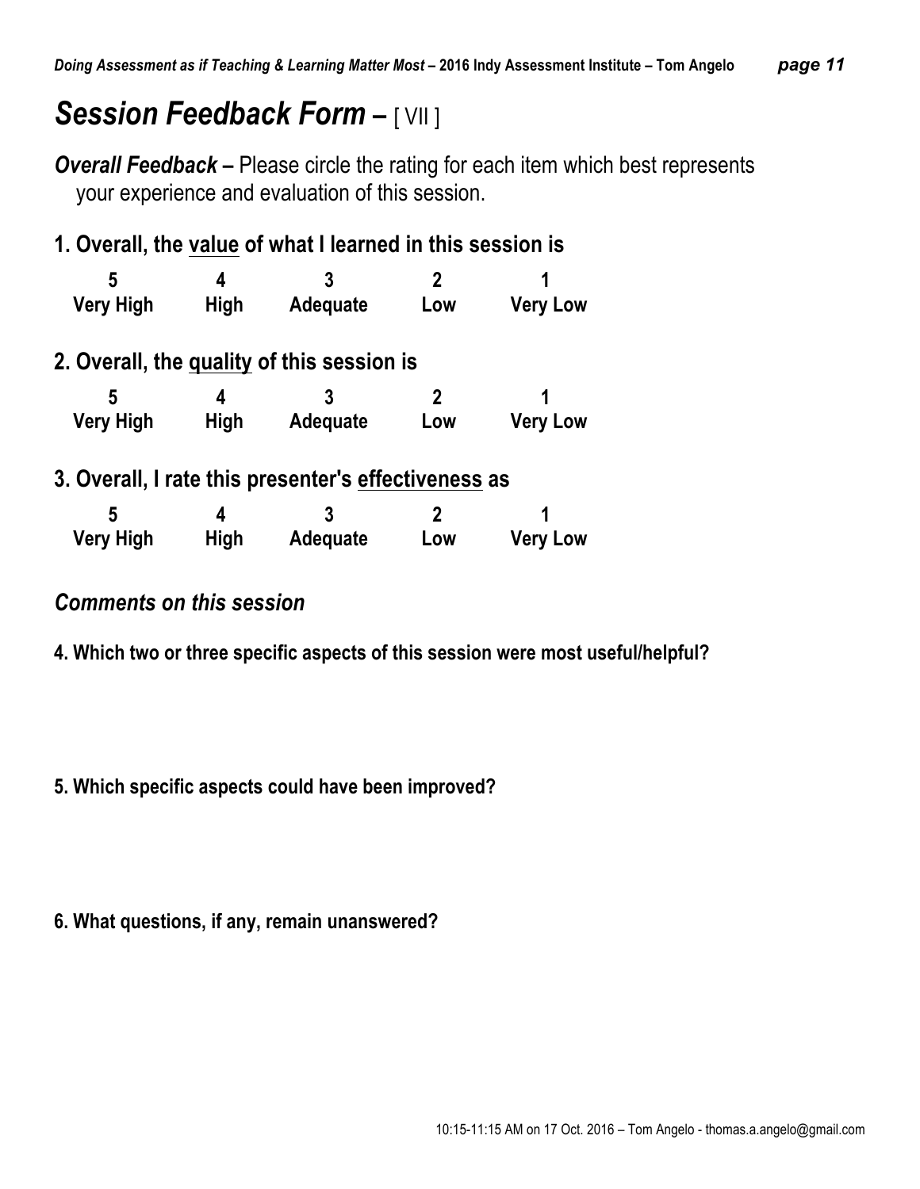# *Session Feedback Form –* [ VII ]

***Overall Feedback –*** Please circle the rating for each item which best represents your experience and evaluation of this session.

**1. Overall, the <u>value</u> of what I learned in this session is**

| 5 | 4 | 3 | 2 | 1 |
|---|---|---|---|---|
| **Very High** | **High** | **Adequate** | **Low** | **Very Low** |

**2. Overall, the <u>quality</u> of this session is**

| 5 | 4 | 3 | 2 | 1 |
|---|---|---|---|---|
| **Very High** | **High** | **Adequate** | **Low** | **Very Low** |

**3. Overall, I rate this presenter's <u>effectiveness</u> as**

| 5 | 4 | 3 | 2 | 1 |
|---|---|---|---|---|
| **Very High** | **High** | **Adequate** | **Low** | **Very Low** |

### *Comments on this session*

**4. Which two or three specific aspects of this session were most useful/helpful?**

**5. Which specific aspects could have been improved?**

**6. What questions, if any, remain unanswered?**

10:15-11:15 AM on 17 Oct. 2016 – Tom Angelo - thomas.a.angelo@gmail.com